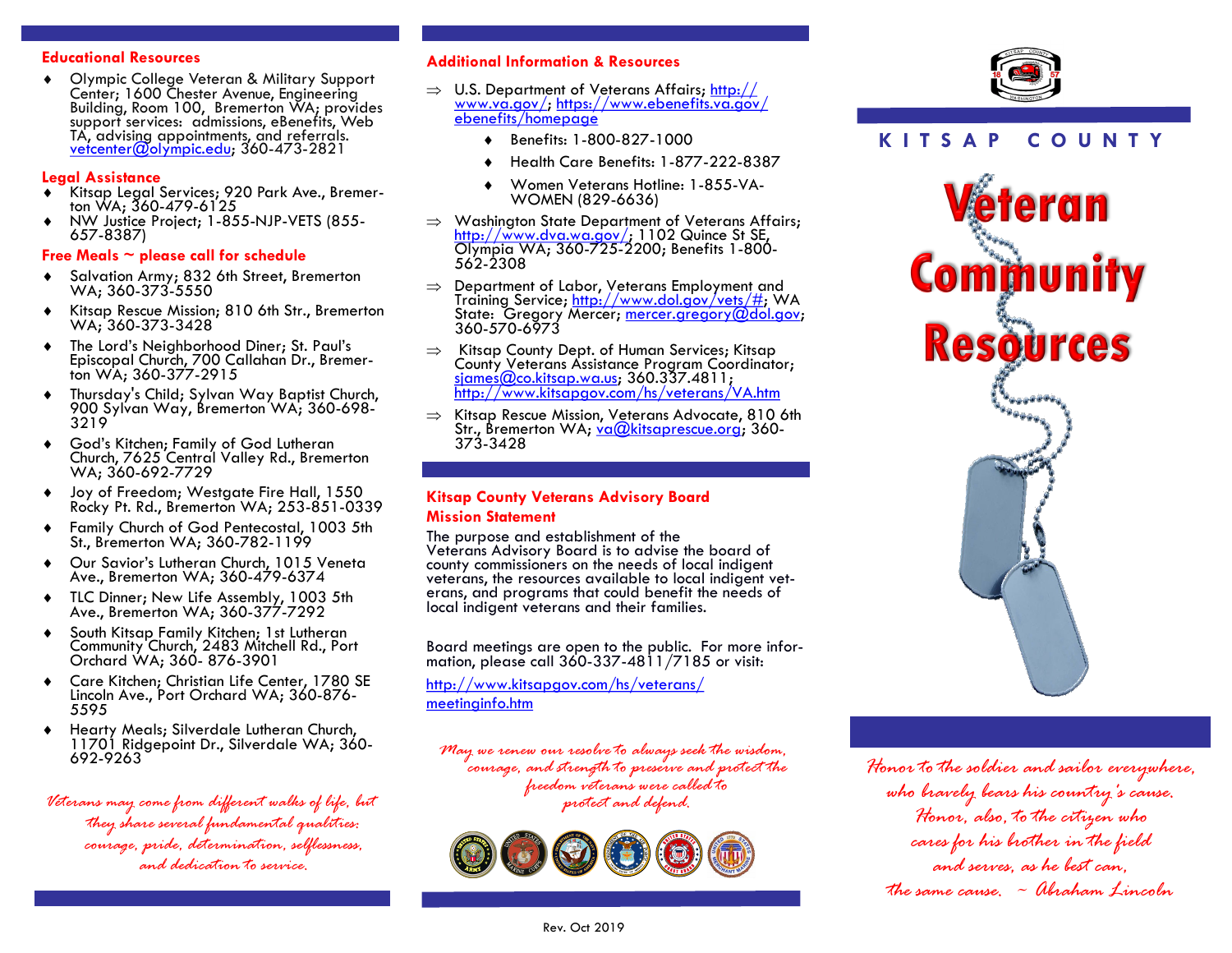## Educational Resources

- Olympic College Veteran & Military Support Center; 1600 Chester Avenue, Engineering Building, Room 100, Bremerton WA; provides support services: admissions, eBenefits, Web TA, advising appointments, and referrals. vetcenter@olympic.edu; 360-473-2821

## Legal Assistance

- Kitsap Legal Services; 920 Park Ave., Bremerton WA; 360-479-6125
- NW Justice Project; 1-855-NJP-VETS (855-657-8387)

## Free Meals ~ please call for schedule

- Salvation Army; 832 6th Street, Bremerton WA; 360-373-5550
- Kitsap Rescue Mission; 810 6th Str., Bremerton WA; 360-373-3428
- The Lord's Neighborhood Diner; St. Paul's Episcopal Church, 700 Callahan Dr., Bremerton WA; 360-377-2915
- Thursday's Child; Sylvan Way Baptist Church, 900 Sylvan Way, Bremerton WA; 360-698-3219
- God's Kitchen; Family of God Lutheran Church, 7625 Central Valley Rd., Bremerton WA; 360-692-7729
- Joy of Freedom; Westgate Fire Hall, 1550 Rocky Pt. Rd., Bremerton WA; 253-851-0339
- Family Church of God Pentecostal, 1003 5th St., Bremerton WA; 360-782-1199
- Our Savior's Lutheran Church, 1015 Veneta Ave., Bremerton WA; 360-479-6374
- TLC Dinner; New Life Assembly, 1003 5th Ave., Bremerton WA; 360-377-7292
- South Kitsap Family Kitchen; 1st Lutheran Community Church, 2483 Mitchell Rd., Port Orchard WA; 360- 876-3901
- Care Kitchen; Christian Life Center, 1780 SE Lincoln Ave., Port Orchard WA; 360-876-5595
- Hearty Meals; Silverdale Lutheran Church, 11701 Ridgepoint Dr., Silverdale WA; 360-692-9263

*Veterans may come from different walks of life, but they share several fundamental qualities: courage, pride, determination, selflessness, and dedication to service.*

## Additional Information & Resources

- U.S. Department of Veterans Affairs; http://www.va.gov/; https://www.ebenefits.va.gov/ebenefits/homepage
  - Benefits: 1-800-827-1000
  - Health Care Benefits: 1-877-222-8387
  - Women Veterans Hotline: 1-855-VA-WOMEN (829-6636)
- Washington State Department of Veterans Affairs; http://www.dva.wa.gov/; 1102 Quince St SE, Olympia WA; 360-725-2200; Benefits 1-800-562-2308
- Department of Labor, Veterans Employment and Training Service; http://www.dol.gov/vets/#; WA State: Gregory Mercer; mercer.gregory@dol.gov; 360-570-6973
- Kitsap County Dept. of Human Services; Kitsap County Veterans Assistance Program Coordinator; sjames@co.kitsap.wa.us; 360.337.4811; http://www.kitsapgov.com/hs/veterans/VA.htm
- Kitsap Rescue Mission, Veterans Advocate, 810 6th Str., Bremerton WA; va@kitsaprescue.org; 360-373-3428

## Kitsap County Veterans Advisory Board Mission Statement

The purpose and establishment of the Veterans Advisory Board is to advise the board of county commissioners on the needs of local indigent veterans, the resources available to local indigent veterans, and programs that could benefit the needs of local indigent veterans and their families.

Board meetings are open to the public. For more information, please call 360-337-4811/7185 or visit:

http://www.kitsapgov.com/hs/veterans/meetinginfo.htm

*May we renew our resolve to always seek the wisdom, courage, and strength to preserve and protect the freedom veterans were called to protect and defend.*

Rev. Oct 2019

# KITSAP COUNTY

# Veteran Community Resources

*Honor to the soldier and sailor everywhere, who bravely bears his country's cause. Honor, also, to the citizen who cares for his brother in the field and serves, as he best can, the same cause. ~ Abraham Lincoln*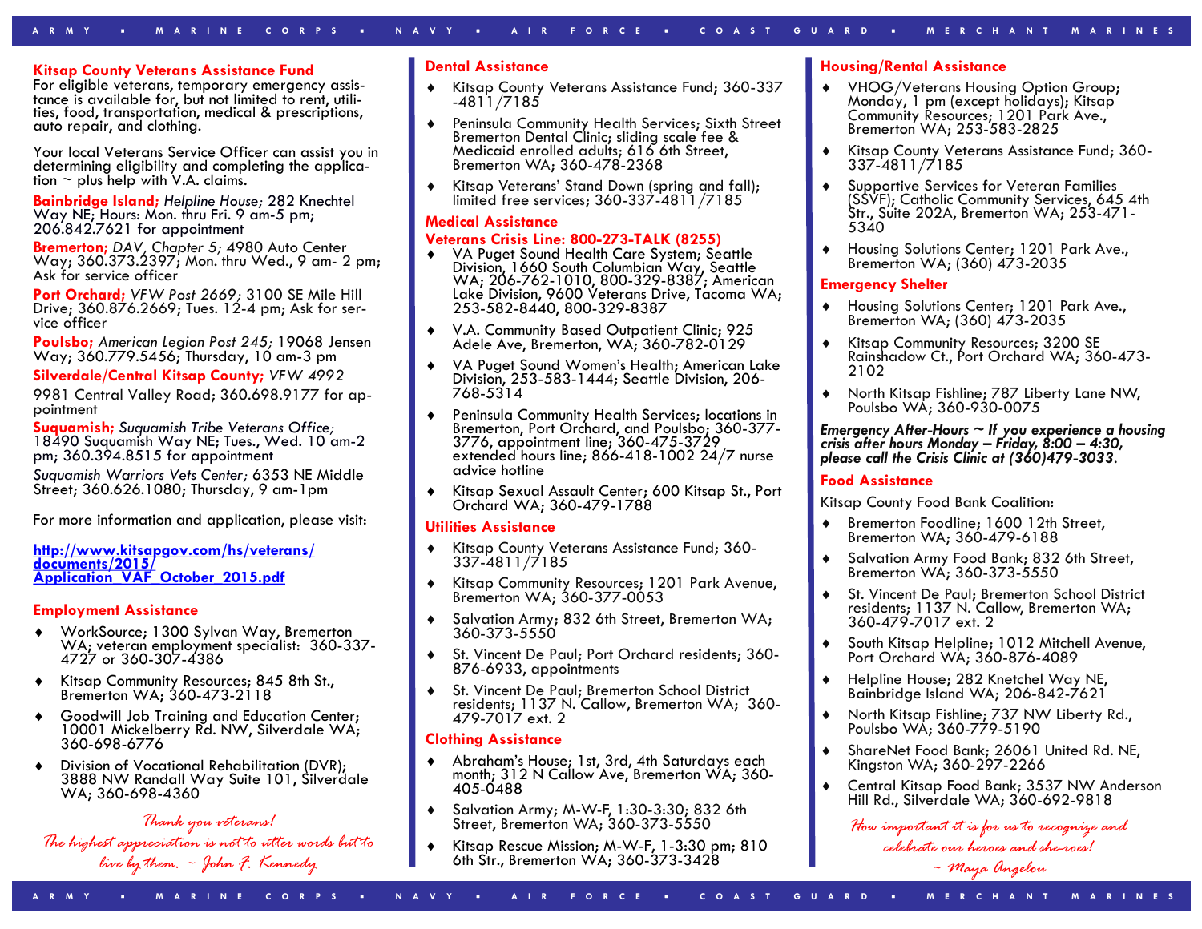## Kitsap County Veterans Assistance Fund

For eligible veterans, temporary emergency assistance is available for, but not limited to rent, utilities, food, transportation, medical & prescriptions, auto repair, and clothing.

Your local Veterans Service Officer can assist you in determining eligibility and completing the application ~ plus help with V.A. claims.

**Bainbridge Island;** *Helpline House;* 282 Knechtel Way NE; Hours: Mon. thru Fri. 9 am-5 pm; 206.842.7621 for appointment

**Bremerton;** *DAV, Chapter 5;* 4980 Auto Center Way; 360.373.2397; Mon. thru Wed., 9 am- 2 pm; Ask for service officer

**Port Orchard;** *VFW Post 2669;* 3100 SE Mile Hill Drive; 360.876.2669; Tues. 12-4 pm; Ask for service officer

**Poulsbo;** *American Legion Post 245;* 19068 Jensen Way; 360.779.5456; Thursday, 10 am-3 pm

**Silverdale/Central Kitsap County;** *VFW 4992*

9981 Central Valley Road; 360.698.9177 for appointment

**Suquamish;** *Suquamish Tribe Veterans Office;* 18490 Suquamish Way NE; Tues., Wed. 10 am-2 pm; 360.394.8515 for appointment

*Suquamish Warriors Vets Center;* 6353 NE Middle Street; 360.626.1080; Thursday, 9 am-1pm

For more information and application, please visit:

http://www.kitsapgov.com/hs/veterans/documents/2015/Application_VAF_October_2015.pdf

## Employment Assistance

- WorkSource; 1300 Sylvan Way, Bremerton WA; veteran employment specialist: 360-337-4727 or 360-307-4386
- Kitsap Community Resources; 845 8th St., Bremerton WA; 360-473-2118
- Goodwill Job Training and Education Center; 10001 Mickelberry Rd. NW, Silverdale WA; 360-698-6776
- Division of Vocational Rehabilitation (DVR); 3888 NW Randall Way Suite 101, Silverdale WA; 360-698-4360

*Thank you veterans!*
*The highest appreciation is not to utter words but to live by them. ~ John F. Kennedy*

## Dental Assistance

- Kitsap County Veterans Assistance Fund; 360-337-4811/7185
- Peninsula Community Health Services; Sixth Street Bremerton Dental Clinic; sliding scale fee & Medicaid enrolled adults; 616 6th Street, Bremerton WA; 360-478-2368
- Kitsap Veterans' Stand Down (spring and fall); limited free services; 360-337-4811/7185

## Medical Assistance

**Veterans Crisis Line: 800-273-TALK (8255)**

- VA Puget Sound Health Care System; Seattle Division, 1660 South Columbian Way, Seattle WA; 206-762-1010, 800-329-8387; American Lake Division, 9600 Veterans Drive, Tacoma WA; 253-582-8440, 800-329-8387
- V.A. Community Based Outpatient Clinic; 925 Adele Ave, Bremerton, WA; 360-782-0129
- VA Puget Sound Women's Health; American Lake Division, 253-583-1444; Seattle Division, 206-768-5314
- Peninsula Community Health Services; locations in Bremerton, Port Orchard, and Poulsbo; 360-377-3776, appointment line; 360-475-3729 extended hours line; 866-418-1002 24/7 nurse advice hotline
- Kitsap Sexual Assault Center; 600 Kitsap St., Port Orchard WA; 360-479-1788

## Utilities Assistance

- Kitsap County Veterans Assistance Fund; 360-337-4811/7185
- Kitsap Community Resources; 1201 Park Avenue, Bremerton WA; 360-377-0053
- Salvation Army; 832 6th Street, Bremerton WA; 360-373-5550
- St. Vincent De Paul; Port Orchard residents; 360-876-6933, appointments
- St. Vincent De Paul; Bremerton School District residents; 1137 N. Callow, Bremerton WA; 360-479-7017 ext. 2

## Clothing Assistance

- Abraham's House; 1st, 3rd, 4th Saturdays each month; 312 N Callow Ave, Bremerton WA; 360-405-0488
- Salvation Army; M-W-F, 1:30-3:30; 832 6th Street, Bremerton WA; 360-373-5550
- Kitsap Rescue Mission; M-W-F, 1-3:30 pm; 810 6th Str., Bremerton WA; 360-373-3428

## Housing/Rental Assistance

- VHOG/Veterans Housing Option Group; Monday, 1 pm (except holidays); Kitsap Community Resources; 1201 Park Ave., Bremerton WA; 253-583-2825
- Kitsap County Veterans Assistance Fund; 360-337-4811/7185
- Supportive Services for Veteran Families (SSVF); Catholic Community Services, 645 4th Str., Suite 202A, Bremerton WA; 253-471-5340
- Housing Solutions Center; 1201 Park Ave., Bremerton WA; (360) 473-2035

## Emergency Shelter

- Housing Solutions Center; 1201 Park Ave., Bremerton WA; (360) 473-2035
- Kitsap Community Resources; 3200 SE Rainshadow Ct., Port Orchard WA; 360-473-2102
- North Kitsap Fishline; 787 Liberty Lane NW, Poulsbo WA; 360-930-0075

***Emergency After-Hours ~ If you experience a housing crisis after hours Monday – Friday, 8:00 – 4:30, please call the Crisis Clinic at (360)479-3033.***

## Food Assistance

Kitsap County Food Bank Coalition:

- Bremerton Foodline; 1600 12th Street, Bremerton WA; 360-479-6188
- Salvation Army Food Bank; 832 6th Street, Bremerton WA; 360-373-5550
- St. Vincent De Paul; Bremerton School District residents; 1137 N. Callow, Bremerton WA; 360-479-7017 ext. 2
- South Kitsap Helpline; 1012 Mitchell Avenue, Port Orchard WA; 360-876-4089
- Helpline House; 282 Knetchel Way NE, Bainbridge Island WA; 206-842-7621
- North Kitsap Fishline; 737 NW Liberty Rd., Poulsbo WA; 360-779-5190
- ShareNet Food Bank; 26061 United Rd. NE, Kingston WA; 360-297-2266
- Central Kitsap Food Bank; 3537 NW Anderson Hill Rd., Silverdale WA; 360-692-9818

*How important it is for us to recognize and celebrate our heroes and she-roes! ~ Maya Angelou*